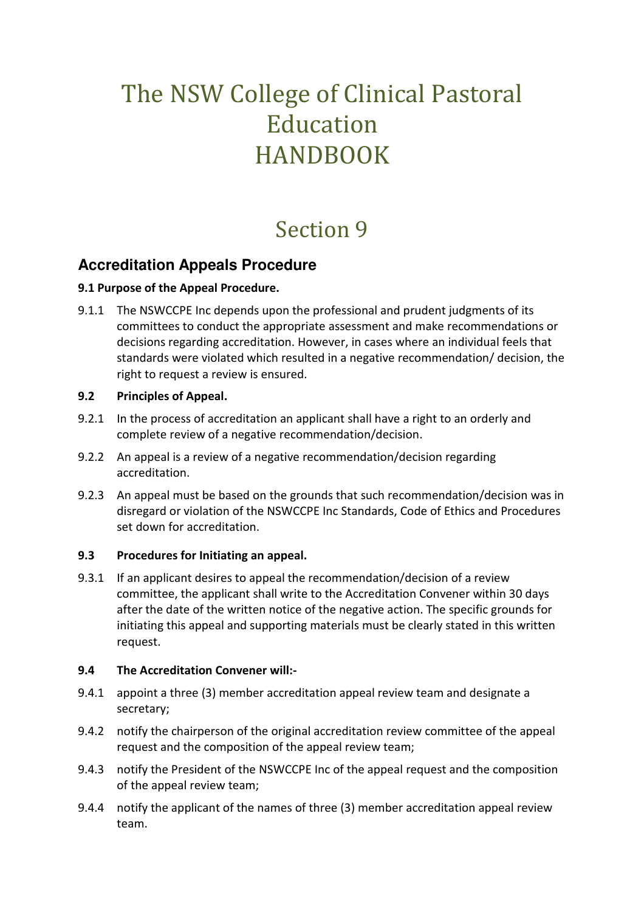# The NSW College of Clinical Pastoral Education HANDBOOK

# Section 9

## Accreditation Appeals Procedure

**9.1 Purpose of the Appeal Procedure.**

9.1.1 The NSWCCPE Inc depends upon the professional and prudent judgments of its committees to conduct the appropriate assessment and make recommendations or decisions regarding accreditation. However, in cases where an individual feels that standards were violated which resulted in a negative recommendation/ decision, the right to request a review is ensured.

**9.2 Principles of Appeal.**

9.2.1 In the process of accreditation an applicant shall have a right to an orderly and complete review of a negative recommendation/decision.

9.2.2 An appeal is a review of a negative recommendation/decision regarding accreditation.

9.2.3 An appeal must be based on the grounds that such recommendation/decision was in disregard or violation of the NSWCCPE Inc Standards, Code of Ethics and Procedures set down for accreditation.

**9.3 Procedures for Initiating an appeal.**

9.3.1 If an applicant desires to appeal the recommendation/decision of a review committee, the applicant shall write to the Accreditation Convener within 30 days after the date of the written notice of the negative action. The specific grounds for initiating this appeal and supporting materials must be clearly stated in this written request.

**9.4 The Accreditation Convener will:-**

9.4.1 appoint a three (3) member accreditation appeal review team and designate a secretary;

9.4.2 notify the chairperson of the original accreditation review committee of the appeal request and the composition of the appeal review team;

9.4.3 notify the President of the NSWCCPE Inc of the appeal request and the composition of the appeal review team;

9.4.4 notify the applicant of the names of three (3) member accreditation appeal review team.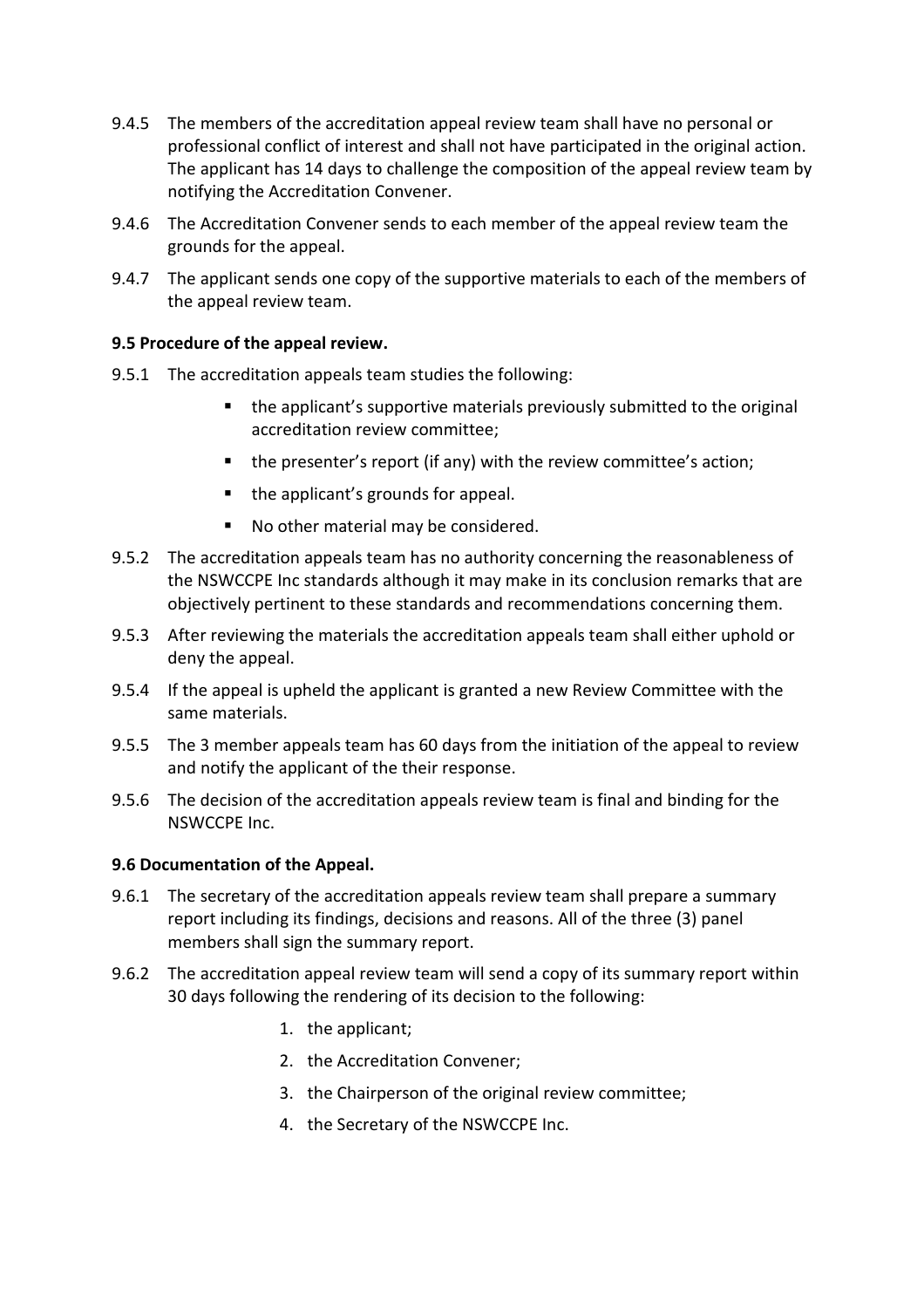9.4.5 The members of the accreditation appeal review team shall have no personal or professional conflict of interest and shall not have participated in the original action. The applicant has 14 days to challenge the composition of the appeal review team by notifying the Accreditation Convener.

9.4.6 The Accreditation Convener sends to each member of the appeal review team the grounds for the appeal.

9.4.7 The applicant sends one copy of the supportive materials to each of the members of the appeal review team.

**9.5 Procedure of the appeal review.**

9.5.1 The accreditation appeals team studies the following:

- the applicant's supportive materials previously submitted to the original accreditation review committee;
- the presenter's report (if any) with the review committee's action;
- the applicant's grounds for appeal.
- No other material may be considered.

9.5.2 The accreditation appeals team has no authority concerning the reasonableness of the NSWCCPE Inc standards although it may make in its conclusion remarks that are objectively pertinent to these standards and recommendations concerning them.

9.5.3 After reviewing the materials the accreditation appeals team shall either uphold or deny the appeal.

9.5.4 If the appeal is upheld the applicant is granted a new Review Committee with the same materials.

9.5.5 The 3 member appeals team has 60 days from the initiation of the appeal to review and notify the applicant of the their response.

9.5.6 The decision of the accreditation appeals review team is final and binding for the NSWCCPE Inc.

**9.6 Documentation of the Appeal.**

9.6.1 The secretary of the accreditation appeals review team shall prepare a summary report including its findings, decisions and reasons. All of the three (3) panel members shall sign the summary report.

9.6.2 The accreditation appeal review team will send a copy of its summary report within 30 days following the rendering of its decision to the following:

1. the applicant;
2. the Accreditation Convener;
3. the Chairperson of the original review committee;
4. the Secretary of the NSWCCPE Inc.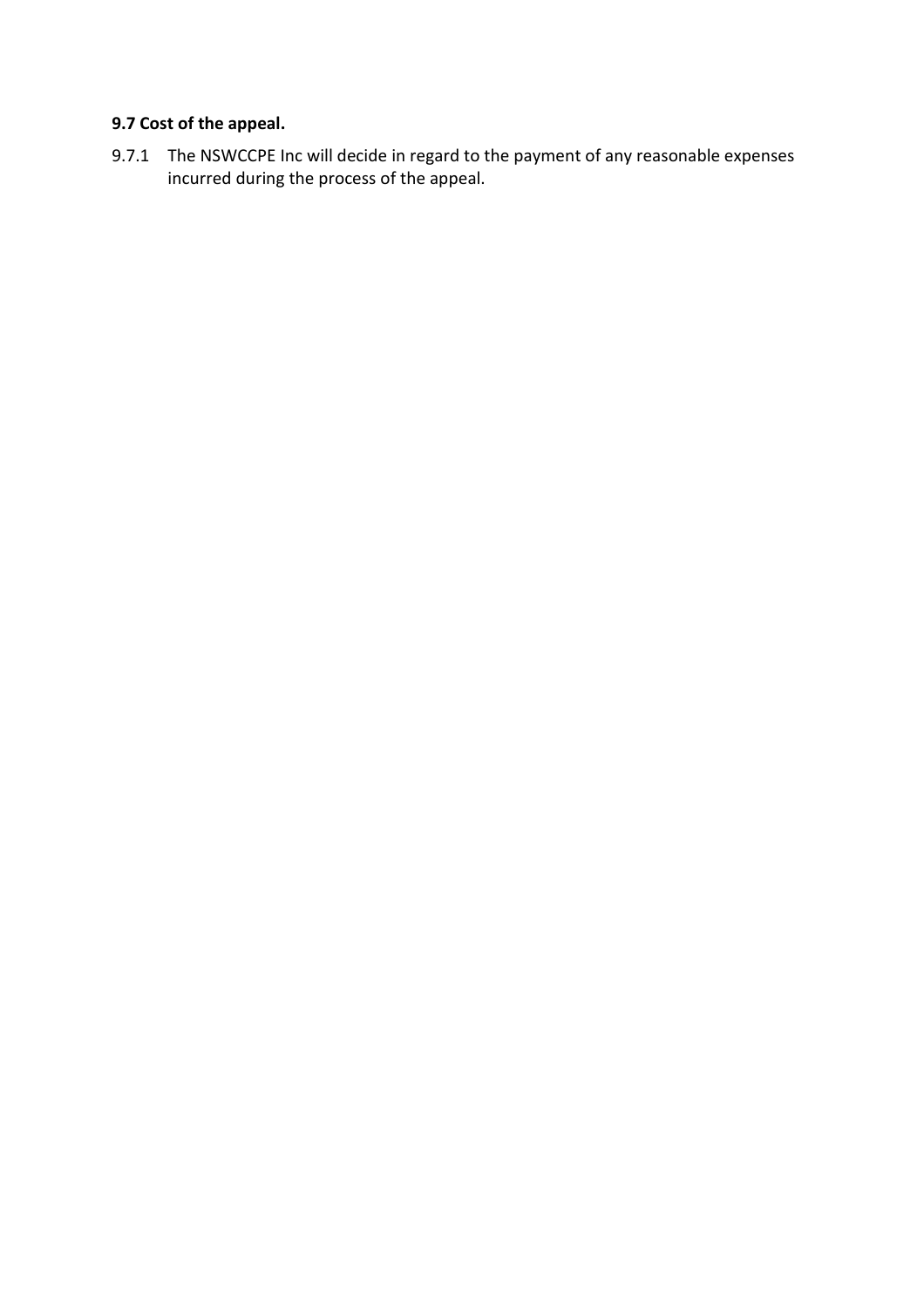### 9.7 Cost of the appeal.

9.7.1 The NSWCCPE Inc will decide in regard to the payment of any reasonable expenses incurred during the process of the appeal.